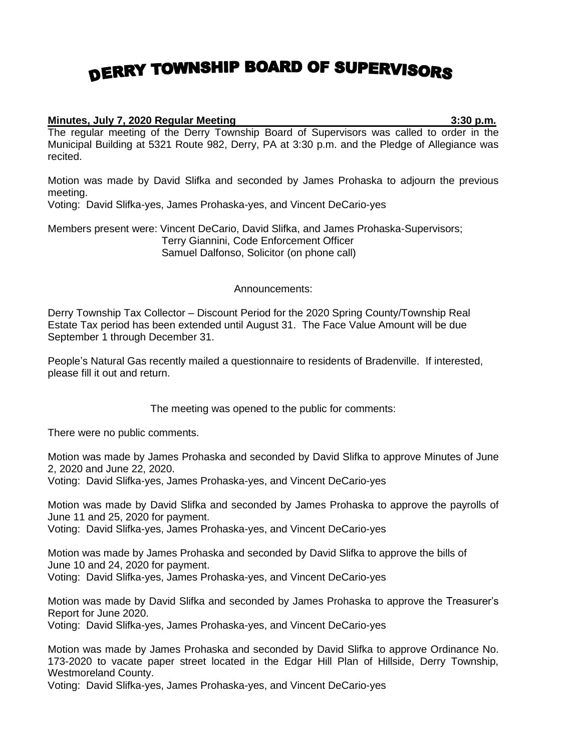# DERRY TOWNSHIP BOARD OF SUPERVISORS

**Minutes, July 7, 2020 Regular Meeting 3:30 p.m.**

The regular meeting of the Derry Township Board of Supervisors was called to order in the Municipal Building at 5321 Route 982, Derry, PA at 3:30 p.m. and the Pledge of Allegiance was recited.

Motion was made by David Slifka and seconded by James Prohaska to adjourn the previous meeting.
Voting: David Slifka-yes, James Prohaska-yes, and Vincent DeCario-yes

Members present were: Vincent DeCario, David Slifka, and James Prohaska-Supervisors;
Terry Giannini, Code Enforcement Officer
Samuel Dalfonso, Solicitor (on phone call)

Announcements:

Derry Township Tax Collector – Discount Period for the 2020 Spring County/Township Real Estate Tax period has been extended until August 31. The Face Value Amount will be due September 1 through December 31.

People's Natural Gas recently mailed a questionnaire to residents of Bradenville. If interested, please fill it out and return.

The meeting was opened to the public for comments:

There were no public comments.

Motion was made by James Prohaska and seconded by David Slifka to approve Minutes of June 2, 2020 and June 22, 2020.
Voting: David Slifka-yes, James Prohaska-yes, and Vincent DeCario-yes

Motion was made by David Slifka and seconded by James Prohaska to approve the payrolls of June 11 and 25, 2020 for payment.
Voting: David Slifka-yes, James Prohaska-yes, and Vincent DeCario-yes

Motion was made by James Prohaska and seconded by David Slifka to approve the bills of June 10 and 24, 2020 for payment.
Voting: David Slifka-yes, James Prohaska-yes, and Vincent DeCario-yes

Motion was made by David Slifka and seconded by James Prohaska to approve the Treasurer's Report for June 2020.
Voting: David Slifka-yes, James Prohaska-yes, and Vincent DeCario-yes

Motion was made by James Prohaska and seconded by David Slifka to approve Ordinance No. 173-2020 to vacate paper street located in the Edgar Hill Plan of Hillside, Derry Township, Westmoreland County.
Voting: David Slifka-yes, James Prohaska-yes, and Vincent DeCario-yes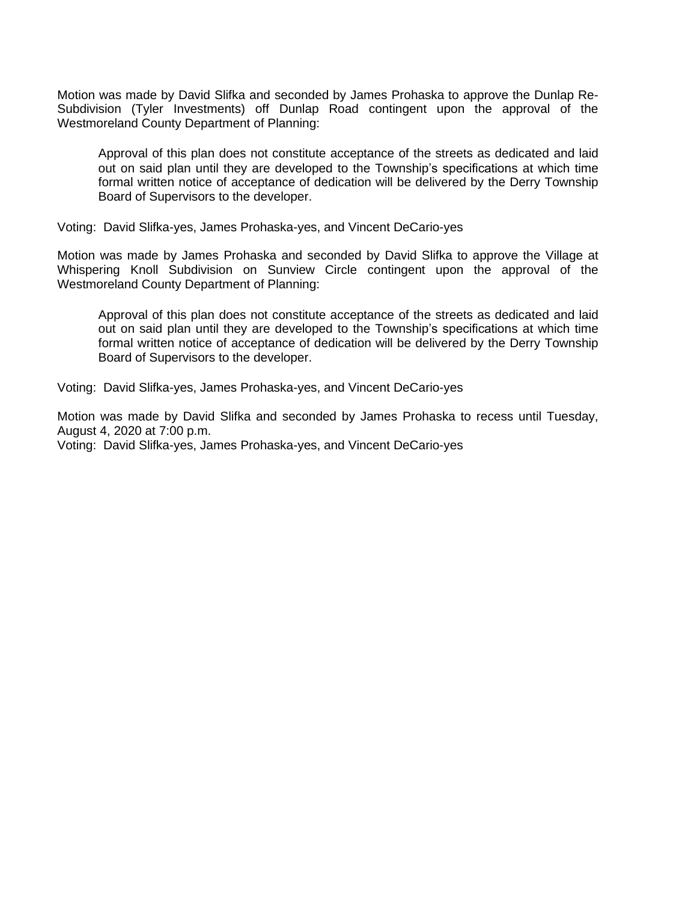Motion was made by David Slifka and seconded by James Prohaska to approve the Dunlap Re-Subdivision (Tyler Investments) off Dunlap Road contingent upon the approval of the Westmoreland County Department of Planning:

> Approval of this plan does not constitute acceptance of the streets as dedicated and laid out on said plan until they are developed to the Township's specifications at which time formal written notice of acceptance of dedication will be delivered by the Derry Township Board of Supervisors to the developer.

Voting: David Slifka-yes, James Prohaska-yes, and Vincent DeCario-yes

Motion was made by James Prohaska and seconded by David Slifka to approve the Village at Whispering Knoll Subdivision on Sunview Circle contingent upon the approval of the Westmoreland County Department of Planning:

> Approval of this plan does not constitute acceptance of the streets as dedicated and laid out on said plan until they are developed to the Township's specifications at which time formal written notice of acceptance of dedication will be delivered by the Derry Township Board of Supervisors to the developer.

Voting: David Slifka-yes, James Prohaska-yes, and Vincent DeCario-yes

Motion was made by David Slifka and seconded by James Prohaska to recess until Tuesday, August 4, 2020 at 7:00 p.m.
Voting: David Slifka-yes, James Prohaska-yes, and Vincent DeCario-yes